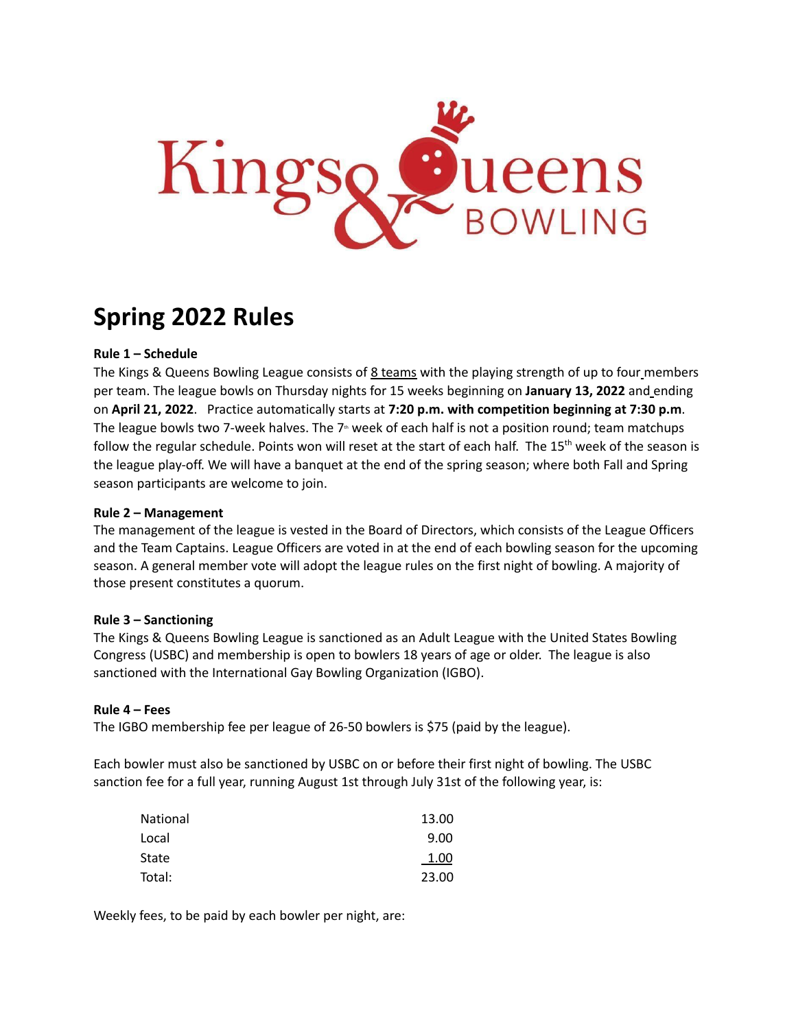# Spring 2022 Rules

**Rule 1 – Schedule**

The Kings & Queens Bowling League consists of 8 teams with the playing strength of up to four members per team. The league bowls on Thursday nights for 15 weeks beginning on **January 13, 2022** and ending on **April 21, 2022**. Practice automatically starts at **7:20 p.m. with competition beginning at 7:30 p.m**. The league bowls two 7-week halves. The 7th week of each half is not a position round; team matchups follow the regular schedule. Points won will reset at the start of each half. The 15th week of the season is the league play-off. We will have a banquet at the end of the spring season; where both Fall and Spring season participants are welcome to join.

**Rule 2 – Management**

The management of the league is vested in the Board of Directors, which consists of the League Officers and the Team Captains. League Officers are voted in at the end of each bowling season for the upcoming season. A general member vote will adopt the league rules on the first night of bowling. A majority of those present constitutes a quorum.

**Rule 3 – Sanctioning**

The Kings & Queens Bowling League is sanctioned as an Adult League with the United States Bowling Congress (USBC) and membership is open to bowlers 18 years of age or older. The league is also sanctioned with the International Gay Bowling Organization (IGBO).

**Rule 4 – Fees**

The IGBO membership fee per league of 26-50 bowlers is $75 (paid by the league).

Each bowler must also be sanctioned by USBC on or before their first night of bowling. The USBC sanction fee for a full year, running August 1st through July 31st of the following year, is:

| | |
|---|---|
| National | 13.00 |
| Local | 9.00 |
| State | 1.00 |
| Total: | 23.00 |

Weekly fees, to be paid by each bowler per night, are: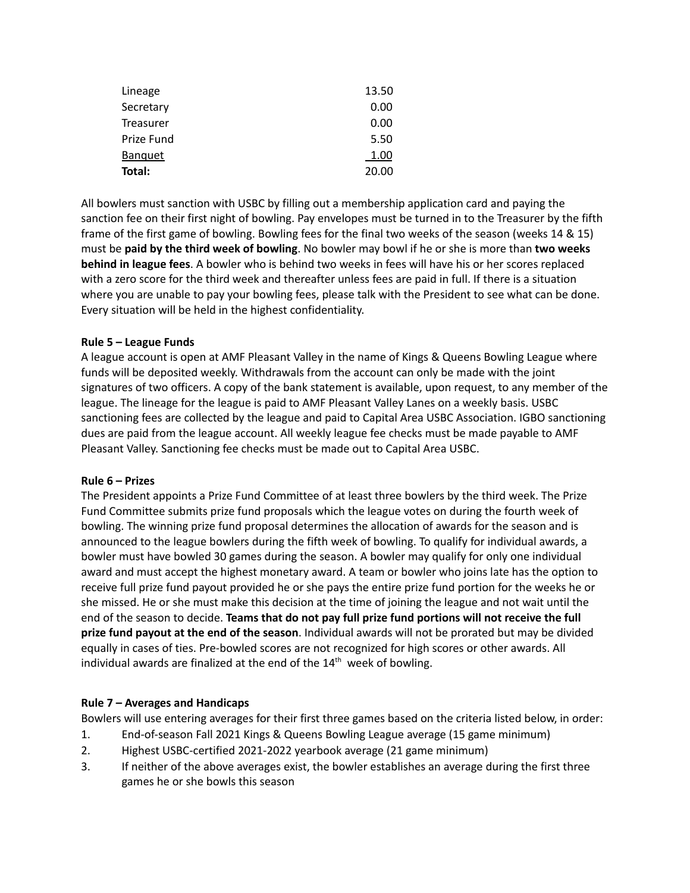| | |
|---|---|
| Lineage | 13.50 |
| Secretary | 0.00 |
| Treasurer | 0.00 |
| Prize Fund | 5.50 |
| Banquet | 1.00 |
| **Total:** | 20.00 |

All bowlers must sanction with USBC by filling out a membership application card and paying the sanction fee on their first night of bowling. Pay envelopes must be turned in to the Treasurer by the fifth frame of the first game of bowling. Bowling fees for the final two weeks of the season (weeks 14 & 15) must be **paid by the third week of bowling**. No bowler may bowl if he or she is more than **two weeks behind in league fees**. A bowler who is behind two weeks in fees will have his or her scores replaced with a zero score for the third week and thereafter unless fees are paid in full. If there is a situation where you are unable to pay your bowling fees, please talk with the President to see what can be done. Every situation will be held in the highest confidentiality.

**Rule 5 – League Funds**

A league account is open at AMF Pleasant Valley in the name of Kings & Queens Bowling League where funds will be deposited weekly. Withdrawals from the account can only be made with the joint signatures of two officers. A copy of the bank statement is available, upon request, to any member of the league. The lineage for the league is paid to AMF Pleasant Valley Lanes on a weekly basis. USBC sanctioning fees are collected by the league and paid to Capital Area USBC Association. IGBO sanctioning dues are paid from the league account. All weekly league fee checks must be made payable to AMF Pleasant Valley. Sanctioning fee checks must be made out to Capital Area USBC.

**Rule 6 – Prizes**

The President appoints a Prize Fund Committee of at least three bowlers by the third week. The Prize Fund Committee submits prize fund proposals which the league votes on during the fourth week of bowling. The winning prize fund proposal determines the allocation of awards for the season and is announced to the league bowlers during the fifth week of bowling. To qualify for individual awards, a bowler must have bowled 30 games during the season. A bowler may qualify for only one individual award and must accept the highest monetary award. A team or bowler who joins late has the option to receive full prize fund payout provided he or she pays the entire prize fund portion for the weeks he or she missed. He or she must make this decision at the time of joining the league and not wait until the end of the season to decide. **Teams that do not pay full prize fund portions will not receive the full prize fund payout at the end of the season**. Individual awards will not be prorated but may be divided equally in cases of ties. Pre-bowled scores are not recognized for high scores or other awards. All individual awards are finalized at the end of the 14th week of bowling.

**Rule 7 – Averages and Handicaps**

Bowlers will use entering averages for their first three games based on the criteria listed below, in order:

1. End-of-season Fall 2021 Kings & Queens Bowling League average (15 game minimum)
2. Highest USBC-certified 2021-2022 yearbook average (21 game minimum)
3. If neither of the above averages exist, the bowler establishes an average during the first three games he or she bowls this season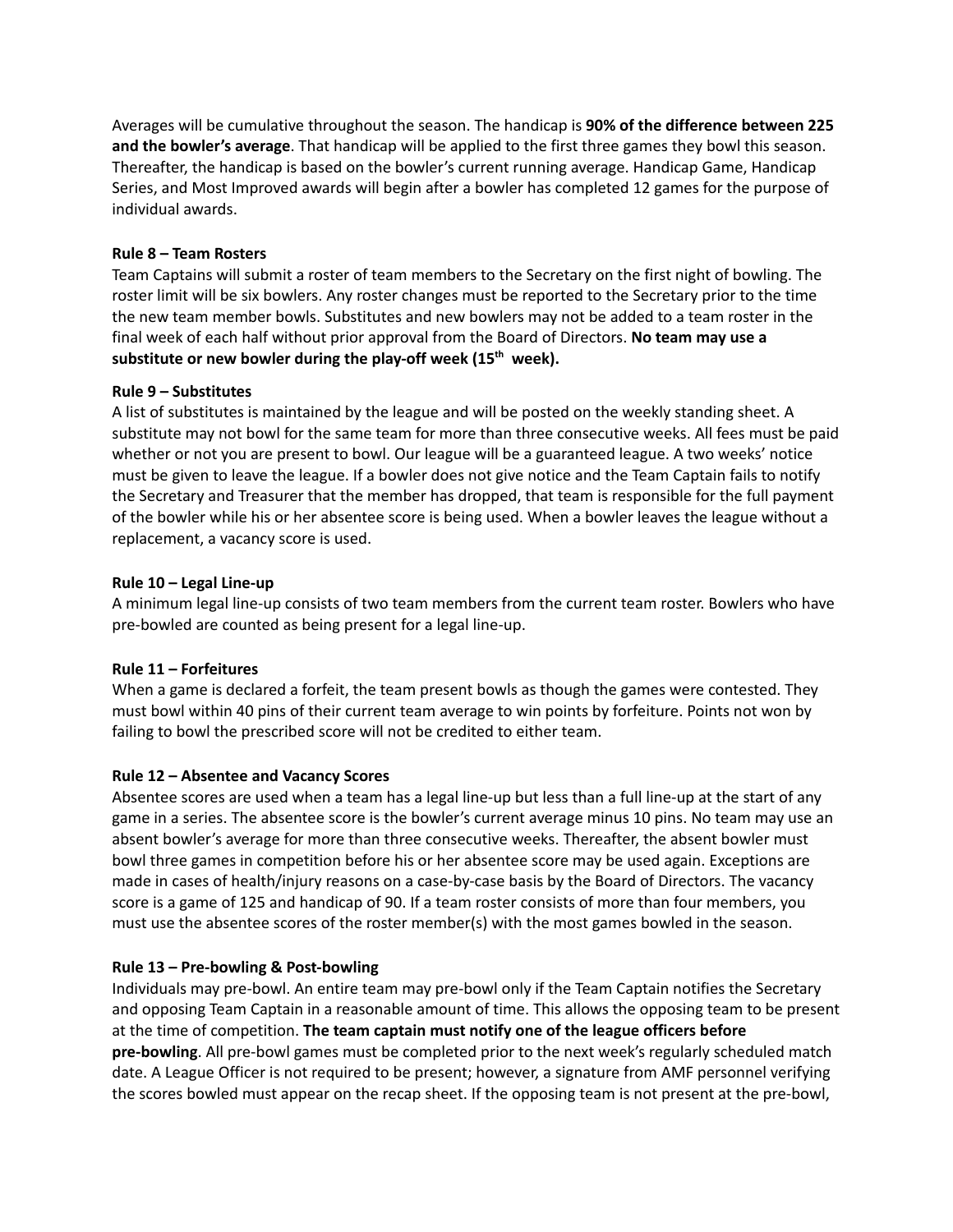Averages will be cumulative throughout the season. The handicap is **90% of the difference between 225 and the bowler's average**. That handicap will be applied to the first three games they bowl this season. Thereafter, the handicap is based on the bowler's current running average. Handicap Game, Handicap Series, and Most Improved awards will begin after a bowler has completed 12 games for the purpose of individual awards.

**Rule 8 – Team Rosters**

Team Captains will submit a roster of team members to the Secretary on the first night of bowling. The roster limit will be six bowlers. Any roster changes must be reported to the Secretary prior to the time the new team member bowls. Substitutes and new bowlers may not be added to a team roster in the final week of each half without prior approval from the Board of Directors. **No team may use a substitute or new bowler during the play-off week (15th week).**

**Rule 9 – Substitutes**

A list of substitutes is maintained by the league and will be posted on the weekly standing sheet. A substitute may not bowl for the same team for more than three consecutive weeks. All fees must be paid whether or not you are present to bowl. Our league will be a guaranteed league. A two weeks' notice must be given to leave the league. If a bowler does not give notice and the Team Captain fails to notify the Secretary and Treasurer that the member has dropped, that team is responsible for the full payment of the bowler while his or her absentee score is being used. When a bowler leaves the league without a replacement, a vacancy score is used.

**Rule 10 – Legal Line-up**

A minimum legal line-up consists of two team members from the current team roster. Bowlers who have pre-bowled are counted as being present for a legal line-up.

**Rule 11 – Forfeitures**

When a game is declared a forfeit, the team present bowls as though the games were contested. They must bowl within 40 pins of their current team average to win points by forfeiture. Points not won by failing to bowl the prescribed score will not be credited to either team.

**Rule 12 – Absentee and Vacancy Scores**

Absentee scores are used when a team has a legal line-up but less than a full line-up at the start of any game in a series. The absentee score is the bowler's current average minus 10 pins. No team may use an absent bowler's average for more than three consecutive weeks. Thereafter, the absent bowler must bowl three games in competition before his or her absentee score may be used again. Exceptions are made in cases of health/injury reasons on a case-by-case basis by the Board of Directors. The vacancy score is a game of 125 and handicap of 90. If a team roster consists of more than four members, you must use the absentee scores of the roster member(s) with the most games bowled in the season.

**Rule 13 – Pre-bowling & Post-bowling**

Individuals may pre-bowl. An entire team may pre-bowl only if the Team Captain notifies the Secretary and opposing Team Captain in a reasonable amount of time. This allows the opposing team to be present at the time of competition. **The team captain must notify one of the league officers before pre-bowling**. All pre-bowl games must be completed prior to the next week's regularly scheduled match date. A League Officer is not required to be present; however, a signature from AMF personnel verifying the scores bowled must appear on the recap sheet. If the opposing team is not present at the pre-bowl,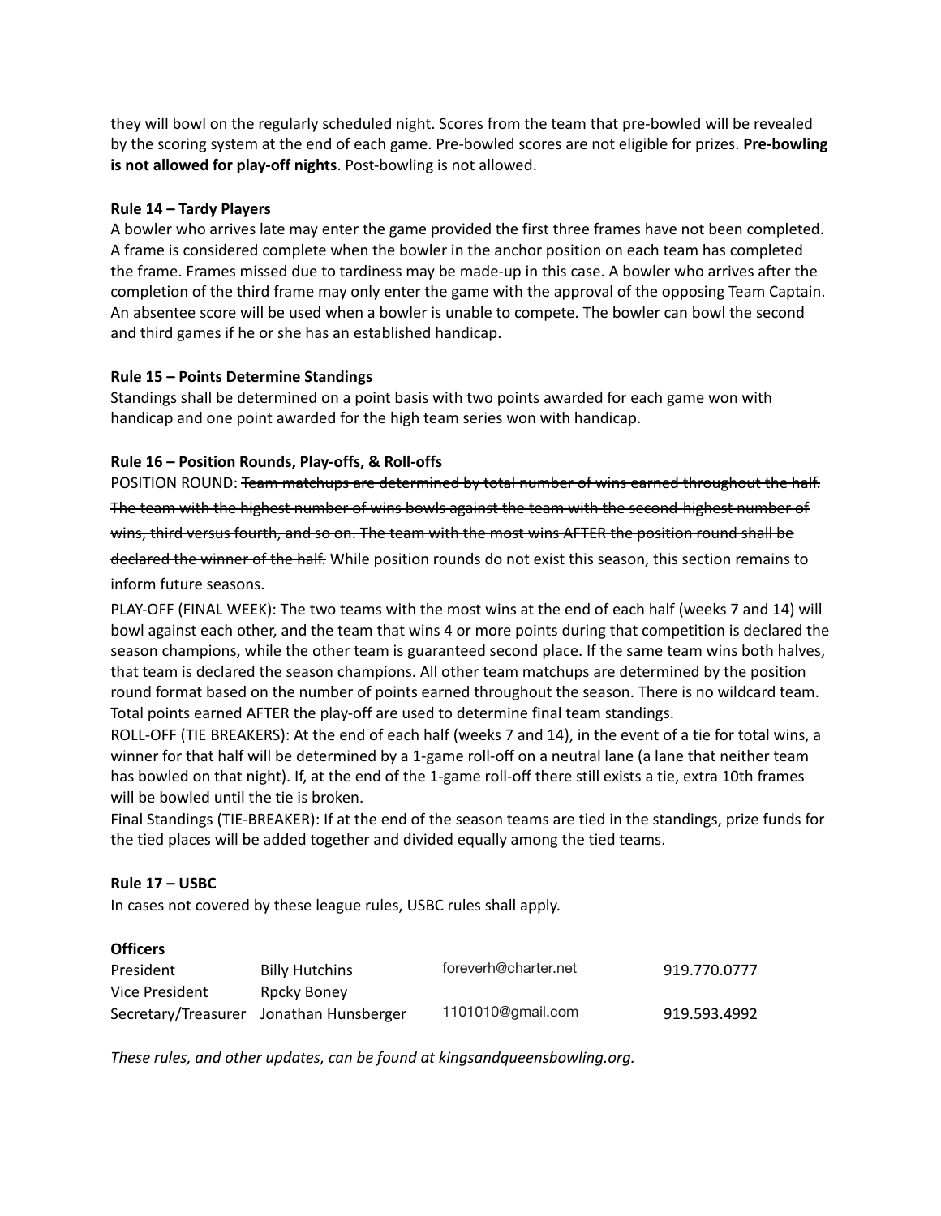they will bowl on the regularly scheduled night. Scores from the team that pre-bowled will be revealed by the scoring system at the end of each game. Pre-bowled scores are not eligible for prizes. **Pre-bowling is not allowed for play-off nights**. Post-bowling is not allowed.

**Rule 14 – Tardy Players**

A bowler who arrives late may enter the game provided the first three frames have not been completed. A frame is considered complete when the bowler in the anchor position on each team has completed the frame. Frames missed due to tardiness may be made-up in this case. A bowler who arrives after the completion of the third frame may only enter the game with the approval of the opposing Team Captain. An absentee score will be used when a bowler is unable to compete. The bowler can bowl the second and third games if he or she has an established handicap.

**Rule 15 – Points Determine Standings**

Standings shall be determined on a point basis with two points awarded for each game won with handicap and one point awarded for the high team series won with handicap.

**Rule 16 – Position Rounds, Play-offs, & Roll-offs**

POSITION ROUND: ~~Team matchups are determined by total number of wins earned throughout the half. The team with the highest number of wins bowls against the team with the second-highest number of wins, third versus fourth, and so on. The team with the most wins AFTER the position round shall be declared the winner of the half.~~ While position rounds do not exist this season, this section remains to inform future seasons.

PLAY-OFF (FINAL WEEK): The two teams with the most wins at the end of each half (weeks 7 and 14) will bowl against each other, and the team that wins 4 or more points during that competition is declared the season champions, while the other team is guaranteed second place. If the same team wins both halves, that team is declared the season champions. All other team matchups are determined by the position round format based on the number of points earned throughout the season. There is no wildcard team. Total points earned AFTER the play-off are used to determine final team standings.

ROLL-OFF (TIE BREAKERS): At the end of each half (weeks 7 and 14), in the event of a tie for total wins, a winner for that half will be determined by a 1-game roll-off on a neutral lane (a lane that neither team has bowled on that night). If, at the end of the 1-game roll-off there still exists a tie, extra 10th frames will be bowled until the tie is broken.

Final Standings (TIE-BREAKER): If at the end of the season teams are tied in the standings, prize funds for the tied places will be added together and divided equally among the tied teams.

**Rule 17 – USBC**

In cases not covered by these league rules, USBC rules shall apply.

**Officers**

| | | | |
|---|---|---|---|
| President | Billy Hutchins | foreverh@charter.net | 919.770.0777 |
| Vice President | Rpcky Boney | | |
| Secretary/Treasurer | Jonathan Hunsberger | 1101010@gmail.com | 919.593.4992 |

*These rules, and other updates, can be found at kingsandqueensbowling.org.*